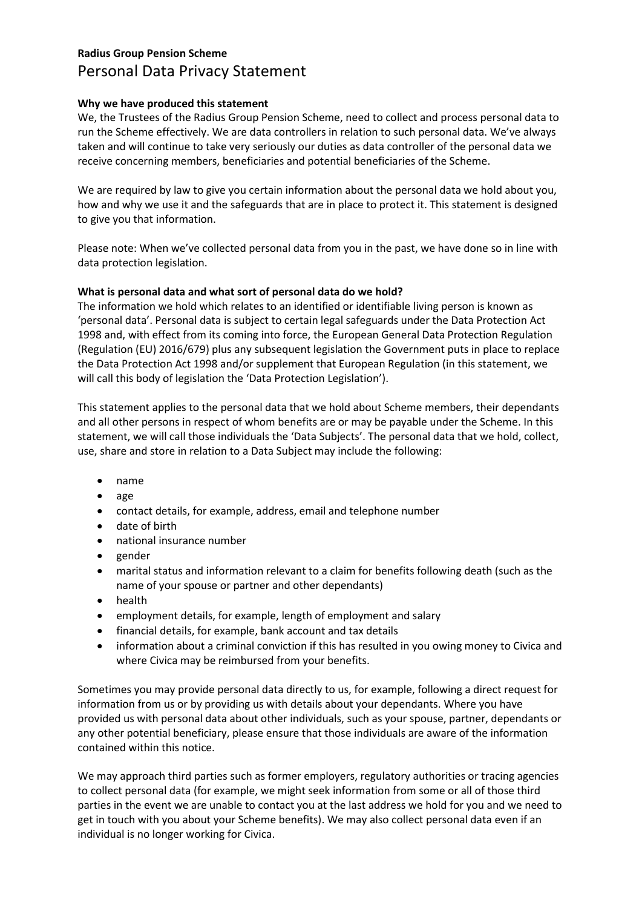**Radius Group Pension Scheme**

# Personal Data Privacy Statement

**Why we have produced this statement**

We, the Trustees of the Radius Group Pension Scheme, need to collect and process personal data to run the Scheme effectively. We are data controllers in relation to such personal data. We've always taken and will continue to take very seriously our duties as data controller of the personal data we receive concerning members, beneficiaries and potential beneficiaries of the Scheme.

We are required by law to give you certain information about the personal data we hold about you, how and why we use it and the safeguards that are in place to protect it. This statement is designed to give you that information.

Please note: When we've collected personal data from you in the past, we have done so in line with data protection legislation.

**What is personal data and what sort of personal data do we hold?**

The information we hold which relates to an identified or identifiable living person is known as 'personal data'. Personal data is subject to certain legal safeguards under the Data Protection Act 1998 and, with effect from its coming into force, the European General Data Protection Regulation (Regulation (EU) 2016/679) plus any subsequent legislation the Government puts in place to replace the Data Protection Act 1998 and/or supplement that European Regulation (in this statement, we will call this body of legislation the 'Data Protection Legislation').

This statement applies to the personal data that we hold about Scheme members, their dependants and all other persons in respect of whom benefits are or may be payable under the Scheme. In this statement, we will call those individuals the 'Data Subjects'. The personal data that we hold, collect, use, share and store in relation to a Data Subject may include the following:

- name
- age
- contact details, for example, address, email and telephone number
- date of birth
- national insurance number
- gender
- marital status and information relevant to a claim for benefits following death (such as the name of your spouse or partner and other dependants)
- health
- employment details, for example, length of employment and salary
- financial details, for example, bank account and tax details
- information about a criminal conviction if this has resulted in you owing money to Civica and where Civica may be reimbursed from your benefits.

Sometimes you may provide personal data directly to us, for example, following a direct request for information from us or by providing us with details about your dependants. Where you have provided us with personal data about other individuals, such as your spouse, partner, dependants or any other potential beneficiary, please ensure that those individuals are aware of the information contained within this notice.

We may approach third parties such as former employers, regulatory authorities or tracing agencies to collect personal data (for example, we might seek information from some or all of those third parties in the event we are unable to contact you at the last address we hold for you and we need to get in touch with you about your Scheme benefits). We may also collect personal data even if an individual is no longer working for Civica.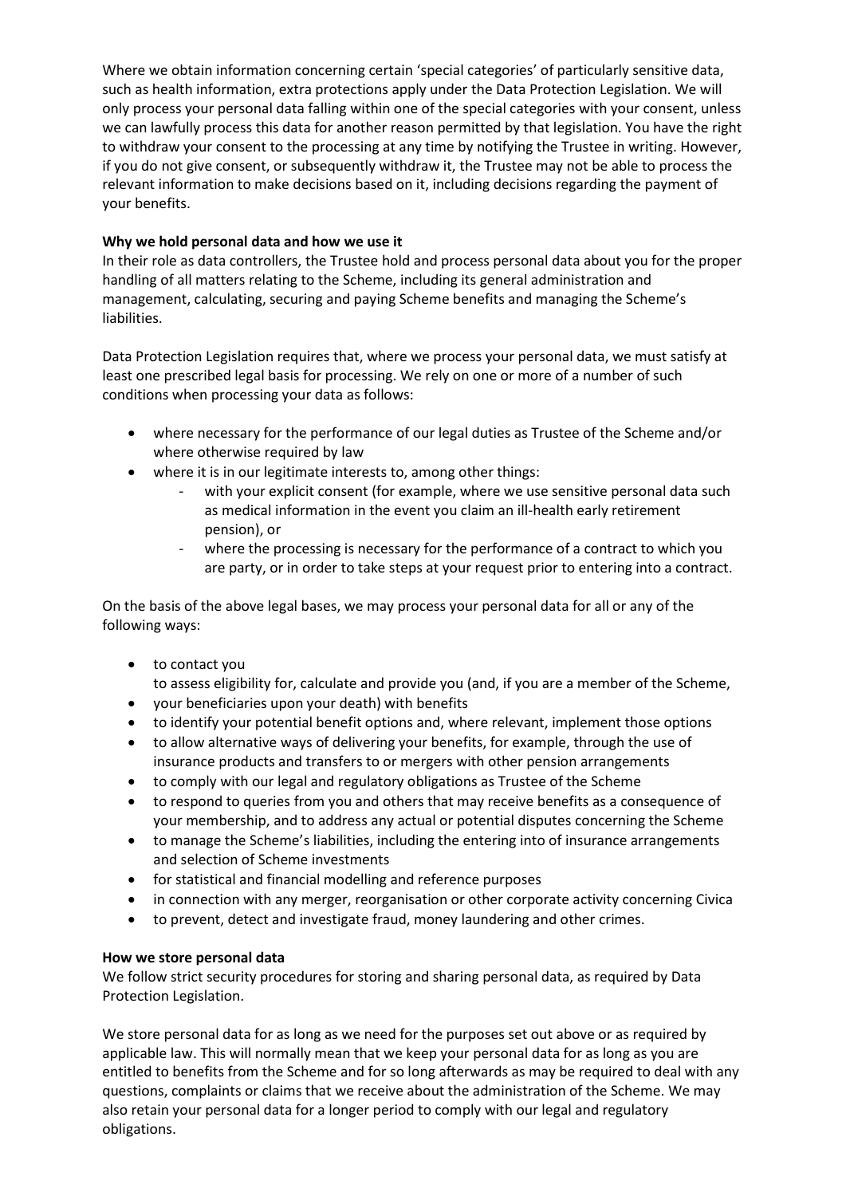Where we obtain information concerning certain 'special categories' of particularly sensitive data, such as health information, extra protections apply under the Data Protection Legislation. We will only process your personal data falling within one of the special categories with your consent, unless we can lawfully process this data for another reason permitted by that legislation. You have the right to withdraw your consent to the processing at any time by notifying the Trustee in writing. However, if you do not give consent, or subsequently withdraw it, the Trustee may not be able to process the relevant information to make decisions based on it, including decisions regarding the payment of your benefits.

**Why we hold personal data and how we use it**

In their role as data controllers, the Trustee hold and process personal data about you for the proper handling of all matters relating to the Scheme, including its general administration and management, calculating, securing and paying Scheme benefits and managing the Scheme's liabilities.

Data Protection Legislation requires that, where we process your personal data, we must satisfy at least one prescribed legal basis for processing. We rely on one or more of a number of such conditions when processing your data as follows:

- where necessary for the performance of our legal duties as Trustee of the Scheme and/or where otherwise required by law
- where it is in our legitimate interests to, among other things:
    - with your explicit consent (for example, where we use sensitive personal data such as medical information in the event you claim an ill-health early retirement pension), or
    - where the processing is necessary for the performance of a contract to which you are party, or in order to take steps at your request prior to entering into a contract.

On the basis of the above legal bases, we may process your personal data for all or any of the following ways:

- to contact you
  to assess eligibility for, calculate and provide you (and, if you are a member of the Scheme,
- your beneficiaries upon your death) with benefits
- to identify your potential benefit options and, where relevant, implement those options
- to allow alternative ways of delivering your benefits, for example, through the use of insurance products and transfers to or mergers with other pension arrangements
- to comply with our legal and regulatory obligations as Trustee of the Scheme
- to respond to queries from you and others that may receive benefits as a consequence of your membership, and to address any actual or potential disputes concerning the Scheme
- to manage the Scheme's liabilities, including the entering into of insurance arrangements and selection of Scheme investments
- for statistical and financial modelling and reference purposes
- in connection with any merger, reorganisation or other corporate activity concerning Civica
- to prevent, detect and investigate fraud, money laundering and other crimes.

**How we store personal data**

We follow strict security procedures for storing and sharing personal data, as required by Data Protection Legislation.

We store personal data for as long as we need for the purposes set out above or as required by applicable law. This will normally mean that we keep your personal data for as long as you are entitled to benefits from the Scheme and for so long afterwards as may be required to deal with any questions, complaints or claims that we receive about the administration of the Scheme. We may also retain your personal data for a longer period to comply with our legal and regulatory obligations.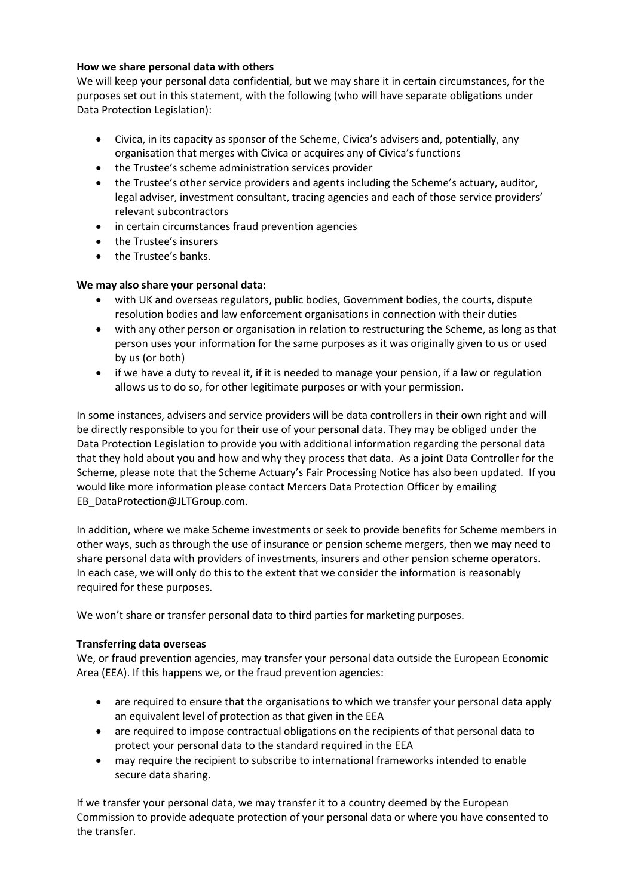**How we share personal data with others**

We will keep your personal data confidential, but we may share it in certain circumstances, for the purposes set out in this statement, with the following (who will have separate obligations under Data Protection Legislation):

- Civica, in its capacity as sponsor of the Scheme, Civica's advisers and, potentially, any organisation that merges with Civica or acquires any of Civica's functions
- the Trustee's scheme administration services provider
- the Trustee's other service providers and agents including the Scheme's actuary, auditor, legal adviser, investment consultant, tracing agencies and each of those service providers' relevant subcontractors
- in certain circumstances fraud prevention agencies
- the Trustee's insurers
- the Trustee's banks.

**We may also share your personal data:**

- with UK and overseas regulators, public bodies, Government bodies, the courts, dispute resolution bodies and law enforcement organisations in connection with their duties
- with any other person or organisation in relation to restructuring the Scheme, as long as that person uses your information for the same purposes as it was originally given to us or used by us (or both)
- if we have a duty to reveal it, if it is needed to manage your pension, if a law or regulation allows us to do so, for other legitimate purposes or with your permission.

In some instances, advisers and service providers will be data controllers in their own right and will be directly responsible to you for their use of your personal data. They may be obliged under the Data Protection Legislation to provide you with additional information regarding the personal data that they hold about you and how and why they process that data. As a joint Data Controller for the Scheme, please note that the Scheme Actuary's Fair Processing Notice has also been updated. If you would like more information please contact Mercers Data Protection Officer by emailing EB_DataProtection@JLTGroup.com.

In addition, where we make Scheme investments or seek to provide benefits for Scheme members in other ways, such as through the use of insurance or pension scheme mergers, then we may need to share personal data with providers of investments, insurers and other pension scheme operators. In each case, we will only do this to the extent that we consider the information is reasonably required for these purposes.

We won't share or transfer personal data to third parties for marketing purposes.

**Transferring data overseas**

We, or fraud prevention agencies, may transfer your personal data outside the European Economic Area (EEA). If this happens we, or the fraud prevention agencies:

- are required to ensure that the organisations to which we transfer your personal data apply an equivalent level of protection as that given in the EEA
- are required to impose contractual obligations on the recipients of that personal data to protect your personal data to the standard required in the EEA
- may require the recipient to subscribe to international frameworks intended to enable secure data sharing.

If we transfer your personal data, we may transfer it to a country deemed by the European Commission to provide adequate protection of your personal data or where you have consented to the transfer.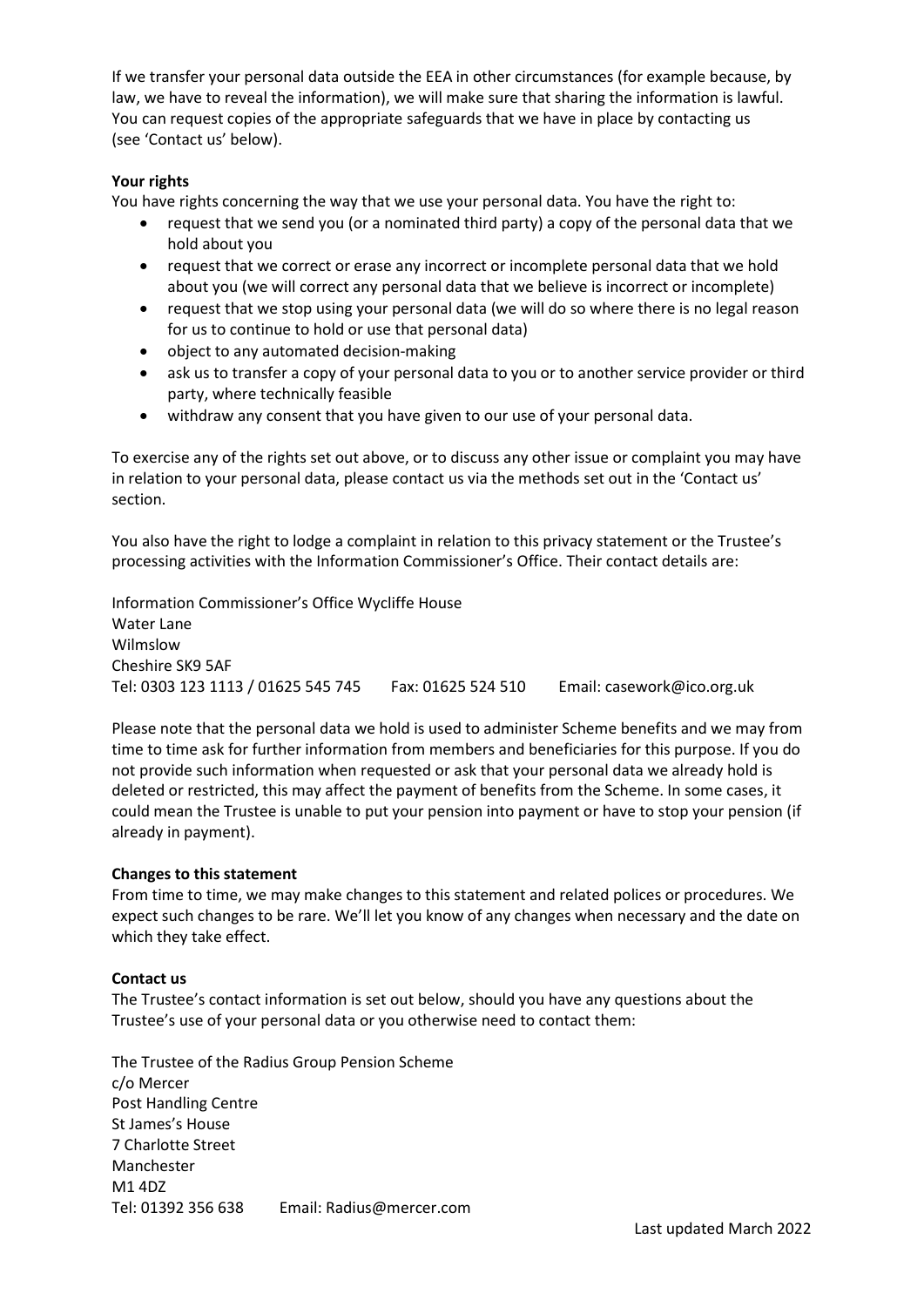If we transfer your personal data outside the EEA in other circumstances (for example because, by law, we have to reveal the information), we will make sure that sharing the information is lawful. You can request copies of the appropriate safeguards that we have in place by contacting us (see 'Contact us' below).

**Your rights**

You have rights concerning the way that we use your personal data. You have the right to:

- request that we send you (or a nominated third party) a copy of the personal data that we hold about you
- request that we correct or erase any incorrect or incomplete personal data that we hold about you (we will correct any personal data that we believe is incorrect or incomplete)
- request that we stop using your personal data (we will do so where there is no legal reason for us to continue to hold or use that personal data)
- object to any automated decision-making
- ask us to transfer a copy of your personal data to you or to another service provider or third party, where technically feasible
- withdraw any consent that you have given to our use of your personal data.

To exercise any of the rights set out above, or to discuss any other issue or complaint you may have in relation to your personal data, please contact us via the methods set out in the 'Contact us' section.

You also have the right to lodge a complaint in relation to this privacy statement or the Trustee's processing activities with the Information Commissioner's Office. Their contact details are:

Information Commissioner's Office Wycliffe House
Water Lane
Wilmslow
Cheshire SK9 5AF
Tel: 0303 123 1113 / 01625 545 745 Fax: 01625 524 510 Email: casework@ico.org.uk

Please note that the personal data we hold is used to administer Scheme benefits and we may from time to time ask for further information from members and beneficiaries for this purpose. If you do not provide such information when requested or ask that your personal data we already hold is deleted or restricted, this may affect the payment of benefits from the Scheme. In some cases, it could mean the Trustee is unable to put your pension into payment or have to stop your pension (if already in payment).

**Changes to this statement**

From time to time, we may make changes to this statement and related polices or procedures. We expect such changes to be rare. We'll let you know of any changes when necessary and the date on which they take effect.

**Contact us**

The Trustee's contact information is set out below, should you have any questions about the Trustee's use of your personal data or you otherwise need to contact them:

The Trustee of the Radius Group Pension Scheme
c/o Mercer
Post Handling Centre
St James's House
7 Charlotte Street
Manchester
M1 4DZ
Tel: 01392 356 638 Email: Radius@mercer.com

Last updated March 2022